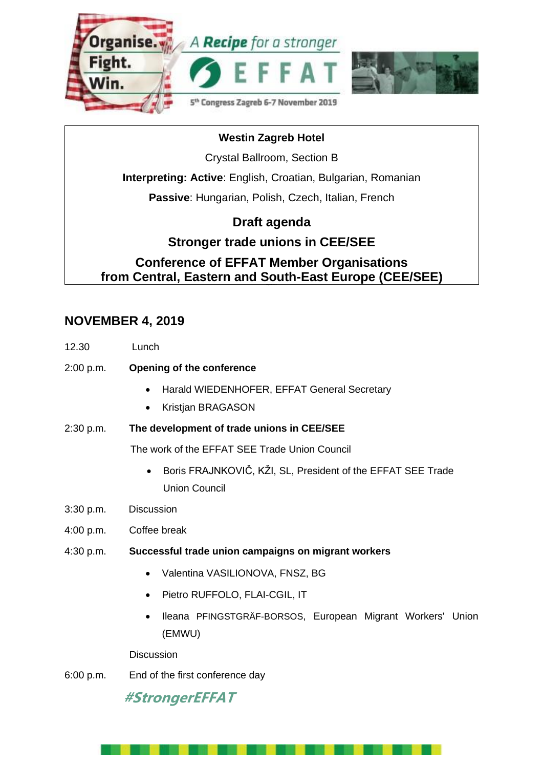Organise. Fight. Win.

A Recipe for a stronger EFFAT

5th Congress Zagreb 6-7 November 2019

**Westin Zagreb Hotel**

Crystal Ballroom, Section B

**Interpreting: Active**: English, Croatian, Bulgarian, Romanian

**Passive**: Hungarian, Polish, Czech, Italian, French

## Draft agenda

## Stronger trade unions in CEE/SEE

## Conference of EFFAT Member Organisations from Central, Eastern and South-East Europe (CEE/SEE)

## NOVEMBER 4, 2019

12.30 Lunch

2:00 p.m. **Opening of the conference**

- Harald WIEDENHOFER, EFFAT General Secretary
- Kristjan BRAGASON

2:30 p.m. **The development of trade unions in CEE/SEE**

The work of the EFFAT SEE Trade Union Council

- Boris FRAJNKOVIČ, KŽI, SL, President of the EFFAT SEE Trade Union Council

3:30 p.m. Discussion

4:00 p.m. Coffee break

4:30 p.m. **Successful trade union campaigns on migrant workers**

- Valentina VASILIONOVA, FNSZ, BG
- Pietro RUFFOLO, FLAI-CGIL, IT
- Ileana PFINGSTGRÄF-BORSOS, European Migrant Workers' Union (EMWU)

Discussion

6:00 p.m. End of the first conference day

***#StrongerEFFAT***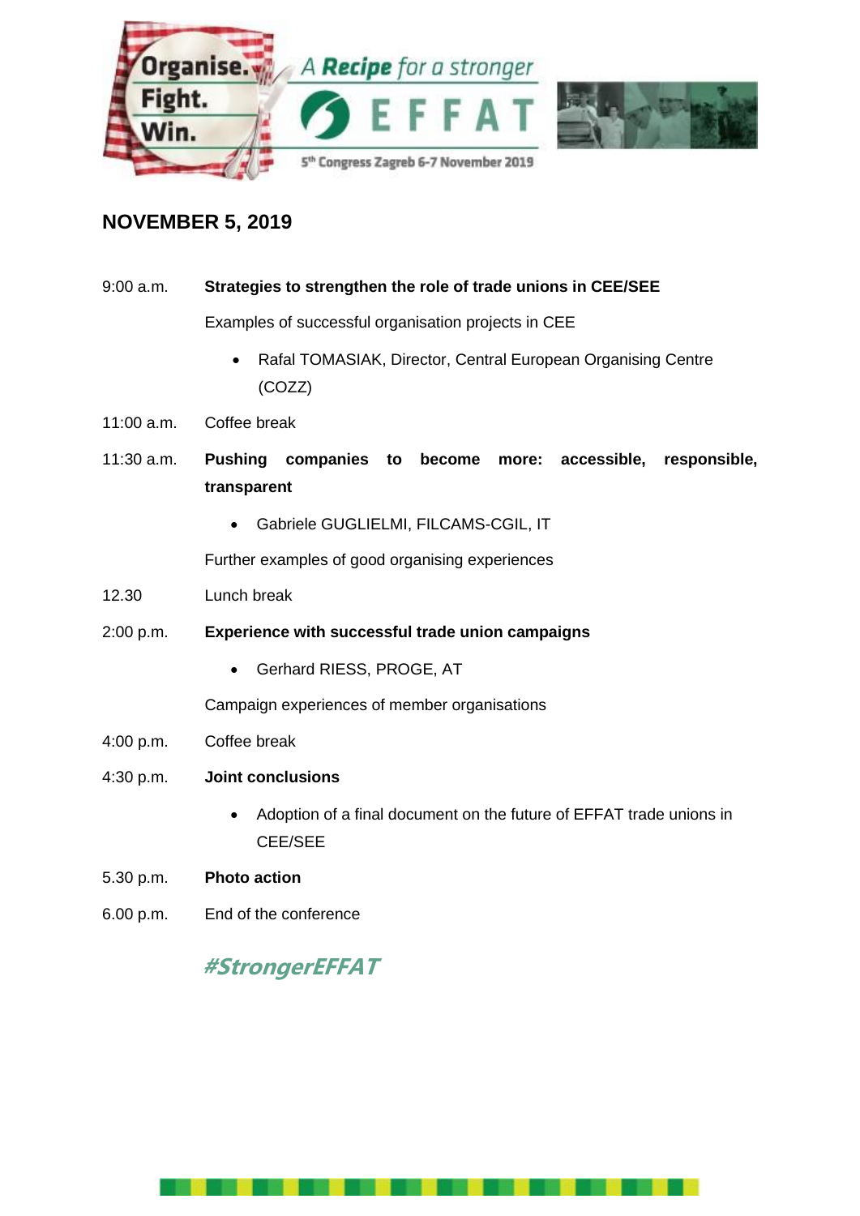## NOVEMBER 5, 2019

9:00 a.m. **Strategies to strengthen the role of trade unions in CEE/SEE**

Examples of successful organisation projects in CEE

- Rafal TOMASIAK, Director, Central European Organising Centre (COZZ)

11:00 a.m. Coffee break

11:30 a.m. **Pushing companies to become more: accessible, responsible, transparent**

- Gabriele GUGLIELMI, FILCAMS-CGIL, IT

Further examples of good organising experiences

12.30 Lunch break

2:00 p.m. **Experience with successful trade union campaigns**

- Gerhard RIESS, PROGE, AT

Campaign experiences of member organisations

4:00 p.m. Coffee break

4:30 p.m. **Joint conclusions**

- Adoption of a final document on the future of EFFAT trade unions in CEE/SEE

5.30 p.m. **Photo action**

6.00 p.m. End of the conference

***#StrongerEFFAT***